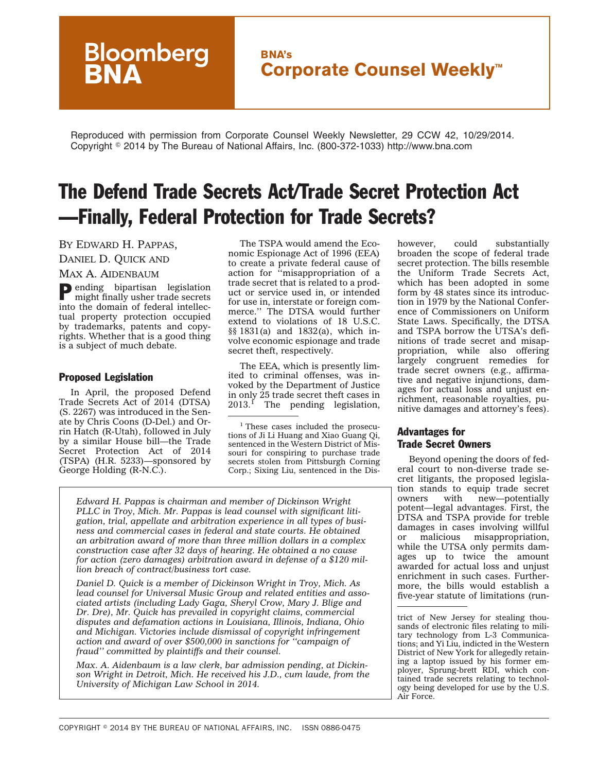Bloomberg BNA

**BNA's Corporate Counsel Weekly™**

Reproduced with permission from Corporate Counsel Weekly Newsletter, 29 CCW 42, 10/29/2014. Copyright © 2014 by The Bureau of National Affairs, Inc. (800-372-1033) http://www.bna.com

# The Defend Trade Secrets Act/Trade Secret Protection Act —Finally, Federal Protection for Trade Secrets?

BY EDWARD H. PAPPAS, DANIEL D. QUICK AND MAX A. AIDENBAUM

Pending bipartisan legislation might finally usher trade secrets into the domain of federal intellectual property protection occupied by trademarks, patents and copyrights. Whether that is a good thing is a subject of much debate.

## Proposed Legislation

In April, the proposed Defend Trade Secrets Act of 2014 (DTSA) (S. 2267) was introduced in the Senate by Chris Coons (D-Del.) and Orrin Hatch (R-Utah), followed in July by a similar House bill—the Trade Secret Protection Act of 2014 (TSPA) (H.R. 5233)—sponsored by George Holding (R-N.C.).

The TSPA would amend the Economic Espionage Act of 1996 (EEA) to create a private federal cause of action for ''misappropriation of a trade secret that is related to a product or service used in, or intended for use in, interstate or foreign commerce.'' The DTSA would further extend to violations of 18 U.S.C. §§ 1831(a) and 1832(a), which involve economic espionage and trade secret theft, respectively.

The EEA, which is presently limited to criminal offenses, was invoked by the Department of Justice in only 25 trade secret theft cases in 2013.[1] The pending legislation, however, could substantially broaden the scope of federal trade secret protection. The bills resemble the Uniform Trade Secrets Act, which has been adopted in some form by 48 states since its introduction in 1979 by the National Conference of Commissioners on Uniform State Laws. Specifically, the DTSA and TSPA borrow the UTSA's definitions of trade secret and misappropriation, while also offering largely congruent remedies for trade secret owners (e.g., affirmative and negative injunctions, damages for actual loss and unjust enrichment, reasonable royalties, punitive damages and attorney's fees).

## Advantages for Trade Secret Owners

Beyond opening the doors of federal court to non-diverse trade secret litigants, the proposed legislation stands to equip trade secret owners with new—potentially potent—legal advantages. First, the DTSA and TSPA provide for treble damages in cases involving willful or malicious misappropriation, while the UTSA only permits damages up to twice the amount awarded for actual loss and unjust enrichment in such cases. Furthermore, the bills would establish a five-year statute of limitations (run-

*Edward H. Pappas is chairman and member of Dickinson Wright PLLC in Troy, Mich. Mr. Pappas is lead counsel with significant litigation, trial, appellate and arbitration experience in all types of business and commercial cases in federal and state courts. He obtained an arbitration award of more than three million dollars in a complex construction case after 32 days of hearing. He obtained a no cause for action (zero damages) arbitration award in defense of a $120 million breach of contract/business tort case.*

*Daniel D. Quick is a member of Dickinson Wright in Troy, Mich. As lead counsel for Universal Music Group and related entities and associated artists (including Lady Gaga, Sheryl Crow, Mary J. Blige and Dr. Dre), Mr. Quick has prevailed in copyright claims, commercial disputes and defamation actions in Louisiana, Illinois, Indiana, Ohio and Michigan. Victories include dismissal of copyright infringement action and award of over $500,000 in sanctions for ''campaign of fraud'' committed by plaintiffs and their counsel.*

*Max A. Aidenbaum is a law clerk, bar admission pending, at Dickinson Wright in Detroit, Mich. He received his J.D., cum laude, from the University of Michigan Law School in 2014.*

---

[1] These cases included the prosecutions of Ji Li Huang and Xiao Guang Qi, sentenced in the Western District of Missouri for conspiring to purchase trade secrets stolen from Pittsburgh Corning Corp.; Sixing Liu, sentenced in the District of New Jersey for stealing thousands of electronic files relating to military technology from L-3 Communications; and Yi Liu, indicted in the Western District of New York for allegedly retaining a laptop issued by his former employer, Sprung-brett RDI, which contained trade secrets relating to technology being developed for use by the U.S. Air Force.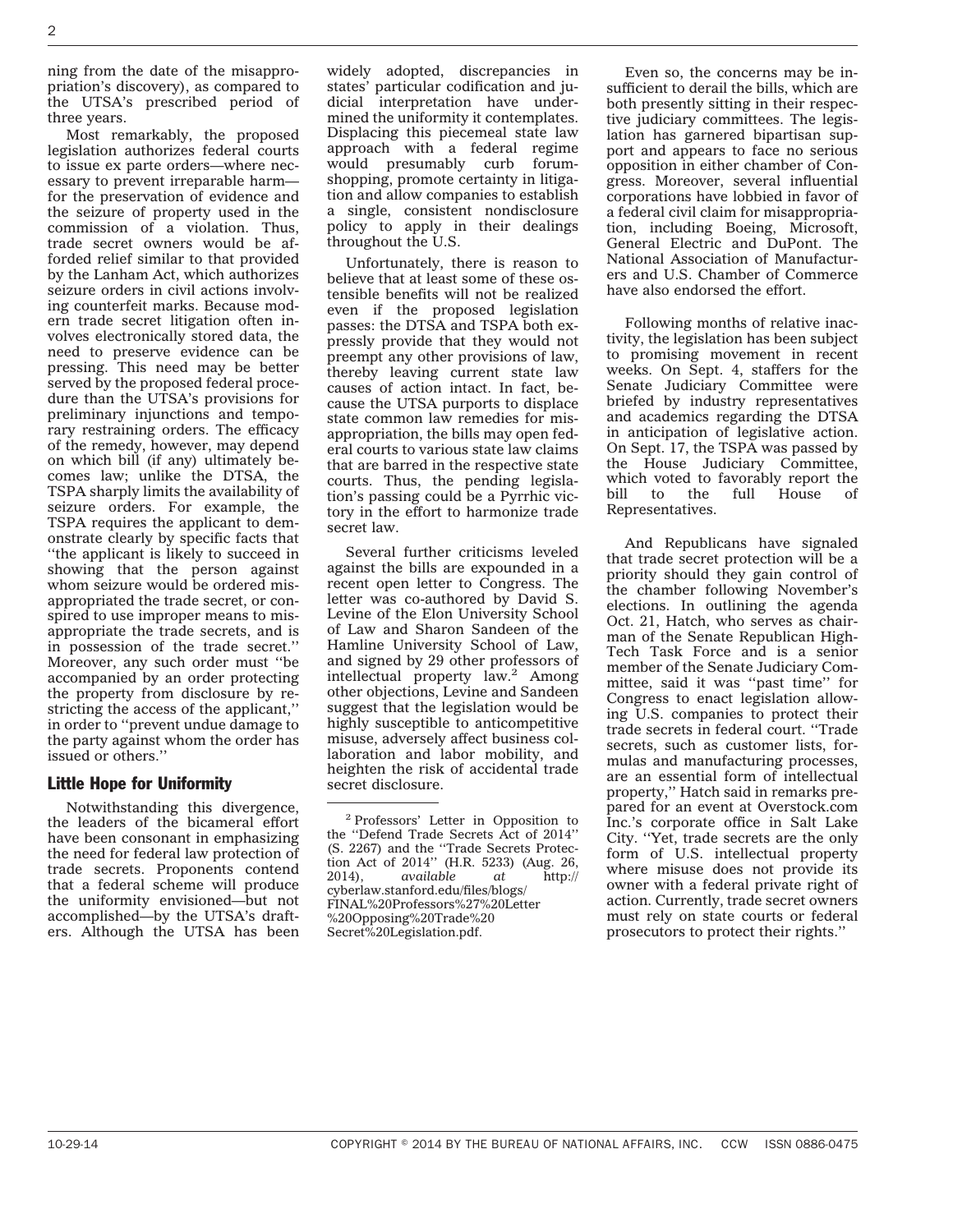ning from the date of the misappropriation's discovery), as compared to the UTSA's prescribed period of three years.

Most remarkably, the proposed legislation authorizes federal courts to issue ex parte orders—where necessary to prevent irreparable harm—for the preservation of evidence and the seizure of property used in the commission of a violation. Thus, trade secret owners would be afforded relief similar to that provided by the Lanham Act, which authorizes seizure orders in civil actions involving counterfeit marks. Because modern trade secret litigation often involves electronically stored data, the need to preserve evidence can be pressing. This need may be better served by the proposed federal procedure than the UTSA's provisions for preliminary injunctions and temporary restraining orders. The efficacy of the remedy, however, may depend on which bill (if any) ultimately becomes law; unlike the DTSA, the TSPA sharply limits the availability of seizure orders. For example, the TSPA requires the applicant to demonstrate clearly by specific facts that ''the applicant is likely to succeed in showing that the person against whom seizure would be ordered misappropriated the trade secret, or conspired to use improper means to misappropriate the trade secrets, and is in possession of the trade secret.'' Moreover, any such order must ''be accompanied by an order protecting the property from disclosure by restricting the access of the applicant,'' in order to ''prevent undue damage to the party against whom the order has issued or others.''

## Little Hope for Uniformity

Notwithstanding this divergence, the leaders of the bicameral effort have been consonant in emphasizing the need for federal law protection of trade secrets. Proponents contend that a federal scheme will produce the uniformity envisioned—but not accomplished—by the UTSA's drafters. Although the UTSA has been widely adopted, discrepancies in states' particular codification and judicial interpretation have undermined the uniformity it contemplates. Displacing this piecemeal state law approach with a federal regime would presumably curb forum-shopping, promote certainty in litigation and allow companies to establish a single, consistent nondisclosure policy to apply in their dealings throughout the U.S.

Unfortunately, there is reason to believe that at least some of these ostensible benefits will not be realized even if the proposed legislation passes: the DTSA and TSPA both expressly provide that they would not preempt any other provisions of law, thereby leaving current state law causes of action intact. In fact, because the UTSA purports to displace state common law remedies for misappropriation, the bills may open federal courts to various state law claims that are barred in the respective state courts. Thus, the pending legislation's passing could be a Pyrrhic victory in the effort to harmonize trade secret law.

Several further criticisms leveled against the bills are expounded in a recent open letter to Congress. The letter was co-authored by David S. Levine of the Elon University School of Law and Sharon Sandeen of the Hamline University School of Law, and signed by 29 other professors of intellectual property law.[2] Among other objections, Levine and Sandeen suggest that the legislation would be highly susceptible to anticompetitive misuse, adversely affect business collaboration and labor mobility, and heighten the risk of accidental trade secret disclosure.

Even so, the concerns may be insufficient to derail the bills, which are both presently sitting in their respective judiciary committees. The legislation has garnered bipartisan support and appears to face no serious opposition in either chamber of Congress. Moreover, several influential corporations have lobbied in favor of a federal civil claim for misappropriation, including Boeing, Microsoft, General Electric and DuPont. The National Association of Manufacturers and U.S. Chamber of Commerce have also endorsed the effort.

Following months of relative inactivity, the legislation has been subject to promising movement in recent weeks. On Sept. 4, staffers for the Senate Judiciary Committee were briefed by industry representatives and academics regarding the DTSA in anticipation of legislative action. On Sept. 17, the TSPA was passed by the House Judiciary Committee, which voted to favorably report the bill to the full House of Representatives.

And Republicans have signaled that trade secret protection will be a priority should they gain control of the chamber following November's elections. In outlining the agenda Oct. 21, Hatch, who serves as chairman of the Senate Republican High-Tech Task Force and is a senior member of the Senate Judiciary Committee, said it was ''past time'' for Congress to enact legislation allowing U.S. companies to protect their trade secrets in federal court. ''Trade secrets, such as customer lists, formulas and manufacturing processes, are an essential form of intellectual property,'' Hatch said in remarks prepared for an event at Overstock.com Inc.'s corporate office in Salt Lake City. ''Yet, trade secrets are the only form of U.S. intellectual property where misuse does not provide its owner with a federal private right of action. Currently, trade secret owners must rely on state courts or federal prosecutors to protect their rights.''

---

[2] Professors' Letter in Opposition to the ''Defend Trade Secrets Act of 2014'' (S. 2267) and the ''Trade Secrets Protection Act of 2014'' (H.R. 5233) (Aug. 26, 2014), *available at* http://cyberlaw.stanford.edu/files/blogs/FINAL%20Professors%27%20Letter%20Opposing%20Trade%20Secret%20Legislation.pdf.